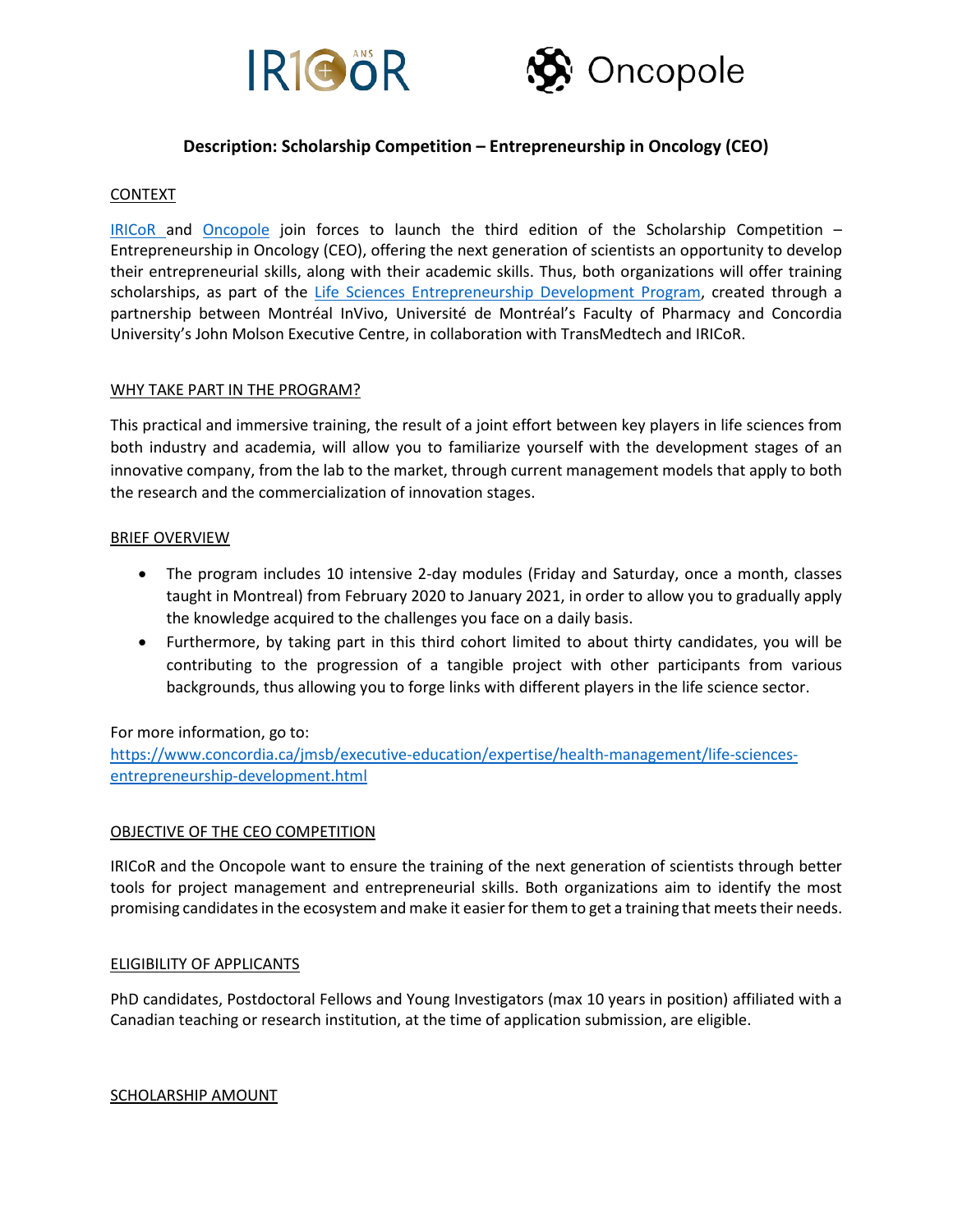# Description: Scholarship Competition – Entrepreneurship in Oncology (CEO)

## CONTEXT

IRICoR and Oncopole join forces to launch the third edition of the Scholarship Competition – Entrepreneurship in Oncology (CEO), offering the next generation of scientists an opportunity to develop their entrepreneurial skills, along with their academic skills. Thus, both organizations will offer training scholarships, as part of the Life Sciences Entrepreneurship Development Program, created through a partnership between Montréal InVivo, Université de Montréal's Faculty of Pharmacy and Concordia University's John Molson Executive Centre, in collaboration with TransMedtech and IRICoR.

## WHY TAKE PART IN THE PROGRAM?

This practical and immersive training, the result of a joint effort between key players in life sciences from both industry and academia, will allow you to familiarize yourself with the development stages of an innovative company, from the lab to the market, through current management models that apply to both the research and the commercialization of innovation stages.

## BRIEF OVERVIEW

- The program includes 10 intensive 2-day modules (Friday and Saturday, once a month, classes taught in Montreal) from February 2020 to January 2021, in order to allow you to gradually apply the knowledge acquired to the challenges you face on a daily basis.
- Furthermore, by taking part in this third cohort limited to about thirty candidates, you will be contributing to the progression of a tangible project with other participants from various backgrounds, thus allowing you to forge links with different players in the life science sector.

For more information, go to:
https://www.concordia.ca/jmsb/executive-education/expertise/health-management/life-sciences-entrepreneurship-development.html

## OBJECTIVE OF THE CEO COMPETITION

IRICoR and the Oncopole want to ensure the training of the next generation of scientists through better tools for project management and entrepreneurial skills. Both organizations aim to identify the most promising candidates in the ecosystem and make it easier for them to get a training that meets their needs.

## ELIGIBILITY OF APPLICANTS

PhD candidates, Postdoctoral Fellows and Young Investigators (max 10 years in position) affiliated with a Canadian teaching or research institution, at the time of application submission, are eligible.

## SCHOLARSHIP AMOUNT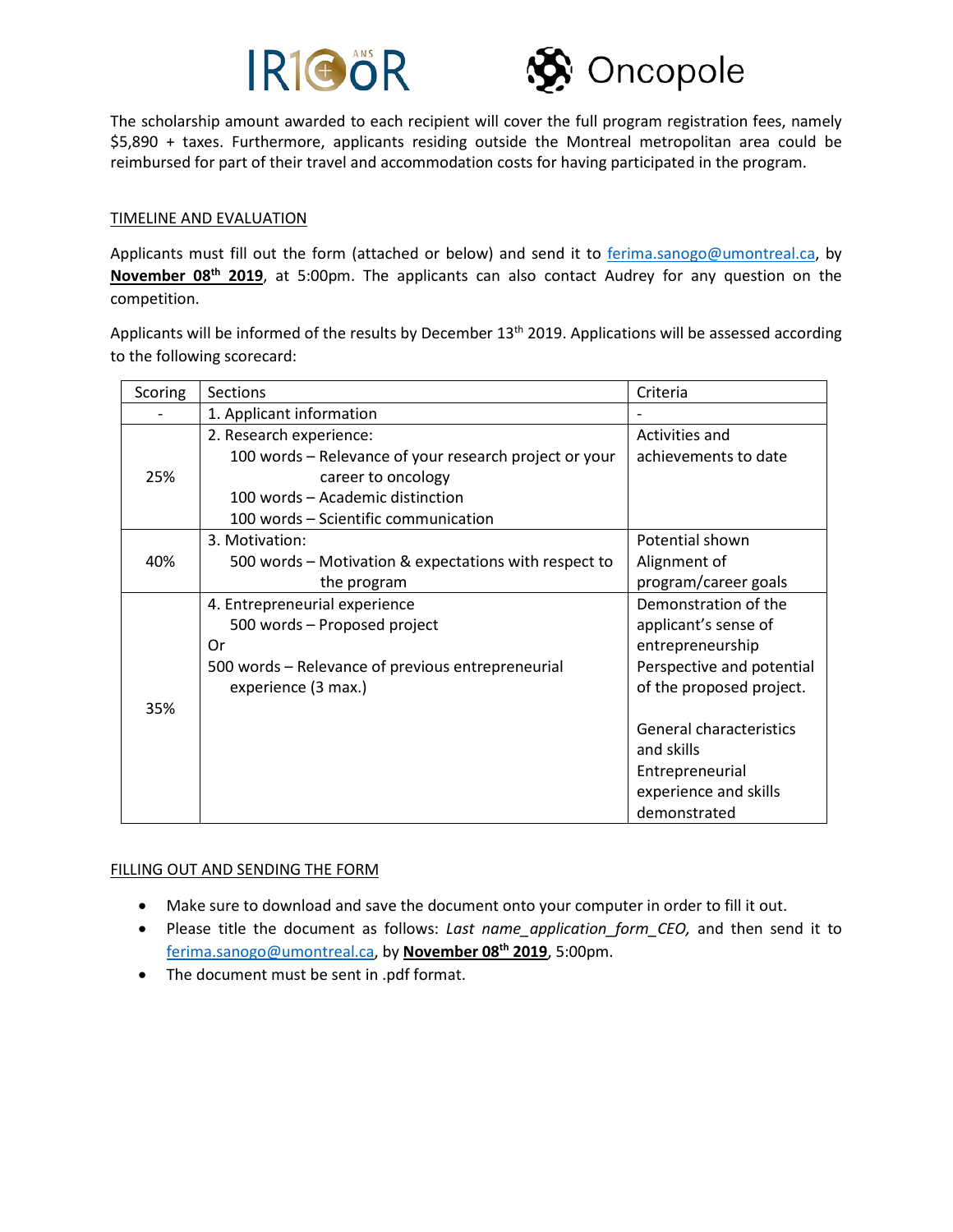The scholarship amount awarded to each recipient will cover the full program registration fees, namely $5,890 + taxes. Furthermore, applicants residing outside the Montreal metropolitan area could be reimbursed for part of their travel and accommodation costs for having participated in the program.

## TIMELINE AND EVALUATION

Applicants must fill out the form (attached or below) and send it to ferima.sanogo@umontreal.ca, by **November 08th 2019**, at 5:00pm. The applicants can also contact Audrey for any question on the competition.

Applicants will be informed of the results by December 13th 2019. Applications will be assessed according to the following scorecard:

| Scoring | Sections | Criteria |
|---|---|---|
| - | 1. Applicant information | - |
| 25% | 2. Research experience:<br>100 words – Relevance of your research project or your career to oncology<br>100 words – Academic distinction<br>100 words – Scientific communication | Activities and achievements to date |
| 40% | 3. Motivation:<br>500 words – Motivation & expectations with respect to the program | Potential shown<br>Alignment of program/career goals |
| 35% | 4. Entrepreneurial experience<br>500 words – Proposed project<br>Or<br>500 words – Relevance of previous entrepreneurial experience (3 max.) | Demonstration of the applicant's sense of entrepreneurship<br>Perspective and potential of the proposed project.<br><br>General characteristics and skills<br>Entrepreneurial experience and skills demonstrated |

## FILLING OUT AND SENDING THE FORM

- Make sure to download and save the document onto your computer in order to fill it out.
- Please title the document as follows: *Last name_application_form_CEO,* and then send it to ferima.sanogo@umontreal.ca, by **November 08th 2019**, 5:00pm.
- The document must be sent in .pdf format.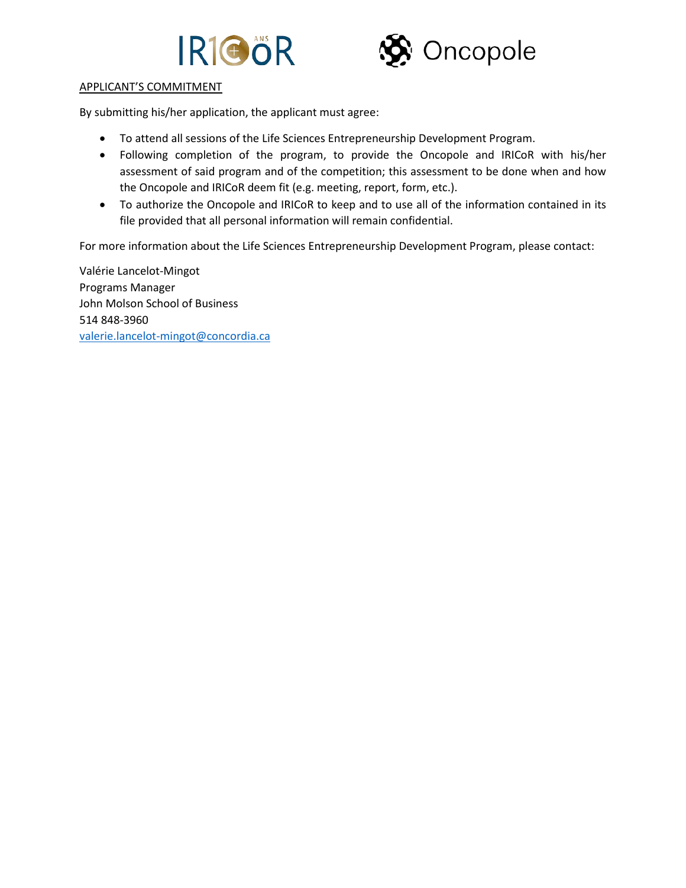APPLICANT'S COMMITMENT

By submitting his/her application, the applicant must agree:

- To attend all sessions of the Life Sciences Entrepreneurship Development Program.
- Following completion of the program, to provide the Oncopole and IRICoR with his/her assessment of said program and of the competition; this assessment to be done when and how the Oncopole and IRICoR deem fit (e.g. meeting, report, form, etc.).
- To authorize the Oncopole and IRICoR to keep and to use all of the information contained in its file provided that all personal information will remain confidential.

For more information about the Life Sciences Entrepreneurship Development Program, please contact:

Valérie Lancelot-Mingot
Programs Manager
John Molson School of Business
514 848-3960
valerie.lancelot-mingot@concordia.ca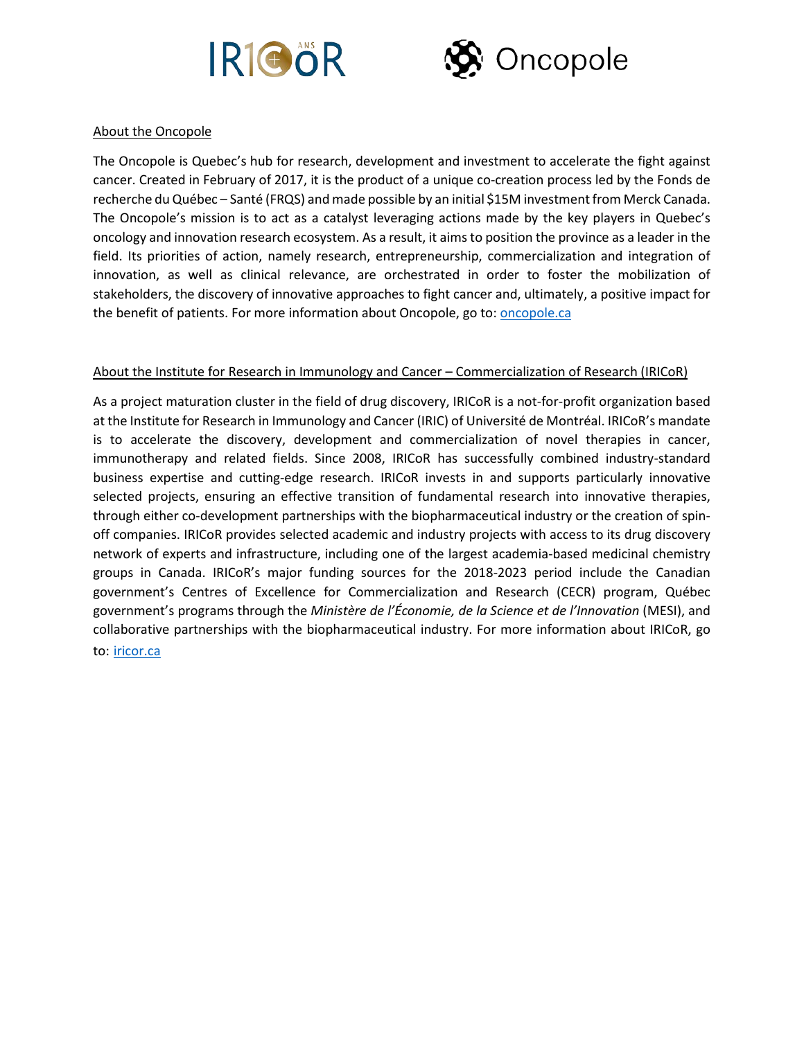About the Oncopole

The Oncopole is Quebec's hub for research, development and investment to accelerate the fight against cancer. Created in February of 2017, it is the product of a unique co-creation process led by the Fonds de recherche du Québec – Santé (FRQS) and made possible by an initial $15M investment from Merck Canada. The Oncopole's mission is to act as a catalyst leveraging actions made by the key players in Quebec's oncology and innovation research ecosystem. As a result, it aims to position the province as a leader in the field. Its priorities of action, namely research, entrepreneurship, commercialization and integration of innovation, as well as clinical relevance, are orchestrated in order to foster the mobilization of stakeholders, the discovery of innovative approaches to fight cancer and, ultimately, a positive impact for the benefit of patients. For more information about Oncopole, go to: oncopole.ca

About the Institute for Research in Immunology and Cancer – Commercialization of Research (IRICoR)

As a project maturation cluster in the field of drug discovery, IRICoR is a not-for-profit organization based at the Institute for Research in Immunology and Cancer (IRIC) of Université de Montréal. IRICoR's mandate is to accelerate the discovery, development and commercialization of novel therapies in cancer, immunotherapy and related fields. Since 2008, IRICoR has successfully combined industry-standard business expertise and cutting-edge research. IRICoR invests in and supports particularly innovative selected projects, ensuring an effective transition of fundamental research into innovative therapies, through either co-development partnerships with the biopharmaceutical industry or the creation of spin-off companies. IRICoR provides selected academic and industry projects with access to its drug discovery network of experts and infrastructure, including one of the largest academia-based medicinal chemistry groups in Canada. IRICoR's major funding sources for the 2018-2023 period include the Canadian government's Centres of Excellence for Commercialization and Research (CECR) program, Québec government's programs through the *Ministère de l'Économie, de la Science et de l'Innovation* (MESI), and collaborative partnerships with the biopharmaceutical industry. For more information about IRICoR, go to: iricor.ca